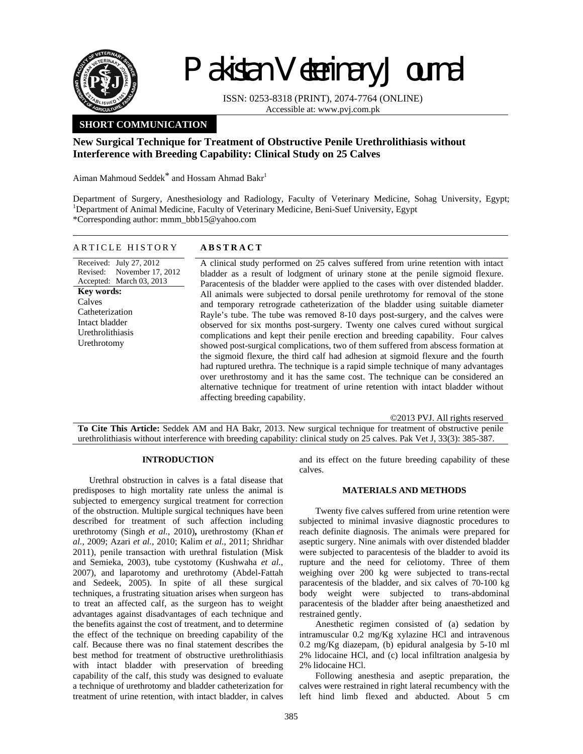# Pakistan Veterinary Journal

ISSN: 0253-8318 (PRINT), 2074-7764 (ONLINE)
Accessible at: www.pvj.com.pk

**SHORT COMMUNICATION**

## New Surgical Technique for Treatment of Obstructive Penile Urethrolithiasis without Interference with Breeding Capability: Clinical Study on 25 Calves

Aiman Mahmoud Seddek* and Hossam Ahmad Bakr[1]

Department of Surgery, Anesthesiology and Radiology, Faculty of Veterinary Medicine, Sohag University, Egypt; [1]Department of Animal Medicine, Faculty of Veterinary Medicine, Beni-Suef University, Egypt
*Corresponding author: mmm_bbb15@yahoo.com

### ARTICLE HISTORY

Received: July 27, 2012
Revised: November 17, 2012
Accepted: March 03, 2013

**Key words:**
Calves
Catheterization
Intact bladder
Urethrolithiasis
Urethrotomy

### ABSTRACT

A clinical study performed on 25 calves suffered from urine retention with intact bladder as a result of lodgment of urinary stone at the penile sigmoid flexure. Paracentesis of the bladder were applied to the cases with over distended bladder. All animals were subjected to dorsal penile urethrotomy for removal of the stone and temporary retrograde catheterization of the bladder using suitable diameter Rayle's tube. The tube was removed 8-10 days post-surgery, and the calves were observed for six months post-surgery. Twenty one calves cured without surgical complications and kept their penile erection and breeding capability. Four calves showed post-surgical complications, two of them suffered from abscess formation at the sigmoid flexure, the third calf had adhesion at sigmoid flexure and the fourth had ruptured urethra. The technique is a rapid simple technique of many advantages over urethrostomy and it has the same cost. The technique can be considered an alternative technique for treatment of urine retention with intact bladder without affecting breeding capability.

©2013 PVJ. All rights reserved

**To Cite This Article:** Seddek AM and HA Bakr, 2013. New surgical technique for treatment of obstructive penile urethrolithiasis without interference with breeding capability: clinical study on 25 calves. Pak Vet J, 33(3): 385-387.

## INTRODUCTION

Urethral obstruction in calves is a fatal disease that predisposes to high mortality rate unless the animal is subjected to emergency surgical treatment for correction of the obstruction. Multiple surgical techniques have been described for treatment of such affection including urethrotomy (Singh *et al.*, 2010)**,** urethrostomy (Khan *et al.*, 2009; Azari *et al.*, 2010; Kalim *et al.*, 2011; Shridhar 2011), penile transction with urethral fistulation (Misk and Semieka, 2003), tube cystotomy (Kushwaha *et al.*, 2007), and laparotomy and urethrotomy (Abdel-Fattah and Sedeek, 2005). In spite of all these surgical techniques, a frustrating situation arises when surgeon has to treat an affected calf, as the surgeon has to weight advantages against disadvantages of each technique and the benefits against the cost of treatment, and to determine the effect of the technique on breeding capability of the calf. Because there was no final statement describes the best method for treatment of obstructive urethrolithiasis with intact bladder with preservation of breeding capability of the calf, this study was designed to evaluate a technique of urethrotomy and bladder catheterization for treatment of urine retention, with intact bladder, in calves and its effect on the future breeding capability of these calves.

## MATERIALS AND METHODS

Twenty five calves suffered from urine retention were subjected to minimal invasive diagnostic procedures to reach definite diagnosis. The animals were prepared for aseptic surgery. Nine animals with over distended bladder were subjected to paracentesis of the bladder to avoid its rupture and the need for celiotomy. Three of them weighing over 200 kg were subjected to trans-rectal paracentesis of the bladder, and six calves of 70-100 kg body weight were subjected to trans-abdominal paracentesis of the bladder after being anaesthetized and restrained gently.

Anesthetic regimen consisted of (a) sedation by intramuscular 0.2 mg/Kg xylazine HCl and intravenous 0.2 mg/Kg diazepam, (b) epidural analgesia by 5-10 ml 2% lidocaine HCl, and (c) local infiltration analgesia by 2% lidocaine HCl.

Following anesthesia and aseptic preparation, the calves were restrained in right lateral recumbency with the left hind limb flexed and abducted. About 5 cm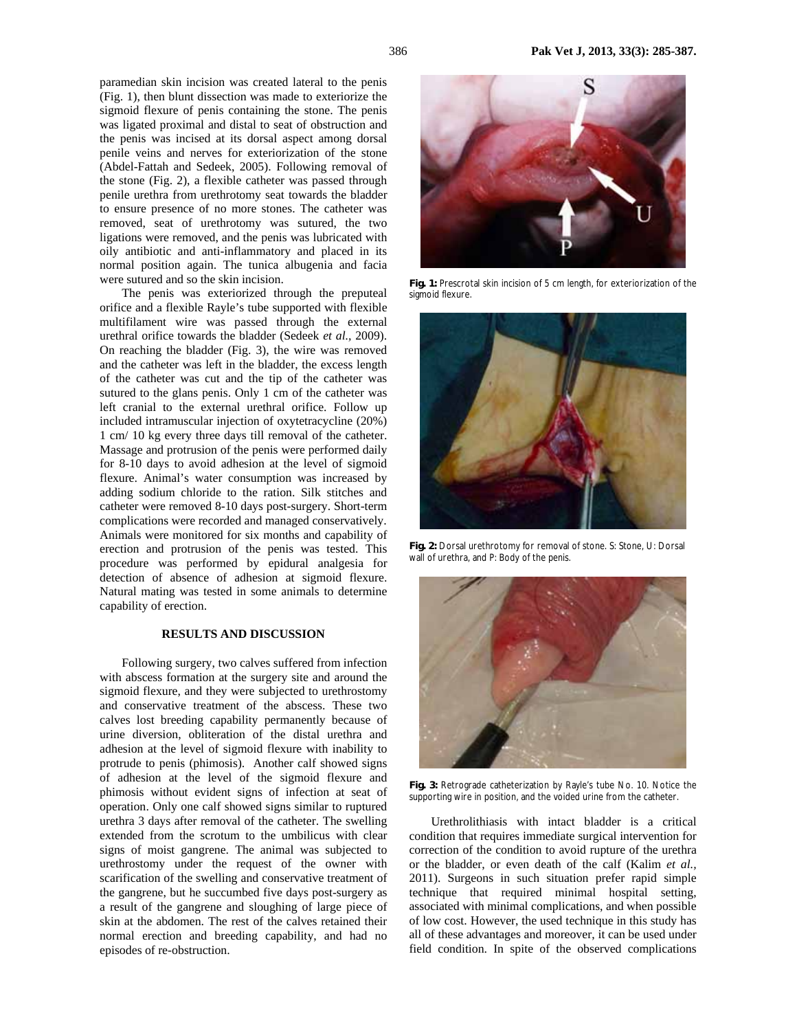paramedian skin incision was created lateral to the penis (Fig. 1), then blunt dissection was made to exteriorize the sigmoid flexure of penis containing the stone. The penis was ligated proximal and distal to seat of obstruction and the penis was incised at its dorsal aspect among dorsal penile veins and nerves for exteriorization of the stone (Abdel-Fattah and Sedeek, 2005). Following removal of the stone (Fig. 2), a flexible catheter was passed through penile urethra from urethrotomy seat towards the bladder to ensure presence of no more stones. The catheter was removed, seat of urethrotomy was sutured, the two ligations were removed, and the penis was lubricated with oily antibiotic and anti-inflammatory and placed in its normal position again. The tunica albugenia and facia were sutured and so the skin incision.

The penis was exteriorized through the preputeal orifice and a flexible Rayle's tube supported with flexible multifilament wire was passed through the external urethral orifice towards the bladder (Sedeek *et al.*, 2009). On reaching the bladder (Fig. 3), the wire was removed and the catheter was left in the bladder, the excess length of the catheter was cut and the tip of the catheter was sutured to the glans penis. Only 1 cm of the catheter was left cranial to the external urethral orifice. Follow up included intramuscular injection of oxytetracycline (20%) 1 cm/ 10 kg every three days till removal of the catheter. Massage and protrusion of the penis were performed daily for 8-10 days to avoid adhesion at the level of sigmoid flexure. Animal's water consumption was increased by adding sodium chloride to the ration. Silk stitches and catheter were removed 8-10 days post-surgery. Short-term complications were recorded and managed conservatively. Animals were monitored for six months and capability of erection and protrusion of the penis was tested. This procedure was performed by epidural analgesia for detection of absence of adhesion at sigmoid flexure. Natural mating was tested in some animals to determine capability of erection.

## RESULTS AND DISCUSSION

Following surgery, two calves suffered from infection with abscess formation at the surgery site and around the sigmoid flexure, and they were subjected to urethrostomy and conservative treatment of the abscess. These two calves lost breeding capability permanently because of urine diversion, obliteration of the distal urethra and adhesion at the level of sigmoid flexure with inability to protrude to penis (phimosis). Another calf showed signs of adhesion at the level of the sigmoid flexure and phimosis without evident signs of infection at seat of operation. Only one calf showed signs similar to ruptured urethra 3 days after removal of the catheter. The swelling extended from the scrotum to the umbilicus with clear signs of moist gangrene. The animal was subjected to urethrostomy under the request of the owner with scarification of the swelling and conservative treatment of the gangrene, but he succumbed five days post-surgery as a result of the gangrene and sloughing of large piece of skin at the abdomen. The rest of the calves retained their normal erection and breeding capability, and had no episodes of re-obstruction.

**Fig. 1:** Prescrotal skin incision of 5 cm length, for exteriorization of the sigmoid flexure.

**Fig. 2:** Dorsal urethrotomy for removal of stone. S: Stone, U: Dorsal wall of urethra, and P: Body of the penis.

**Fig. 3:** Retrograde catheterization by Rayle's tube No. 10. Notice the supporting wire in position, and the voided urine from the catheter.

Urethrolithiasis with intact bladder is a critical condition that requires immediate surgical intervention for correction of the condition to avoid rupture of the urethra or the bladder, or even death of the calf (Kalim *et al.*, 2011). Surgeons in such situation prefer rapid simple technique that required minimal hospital setting, associated with minimal complications, and when possible of low cost. However, the used technique in this study has all of these advantages and moreover, it can be used under field condition. In spite of the observed complications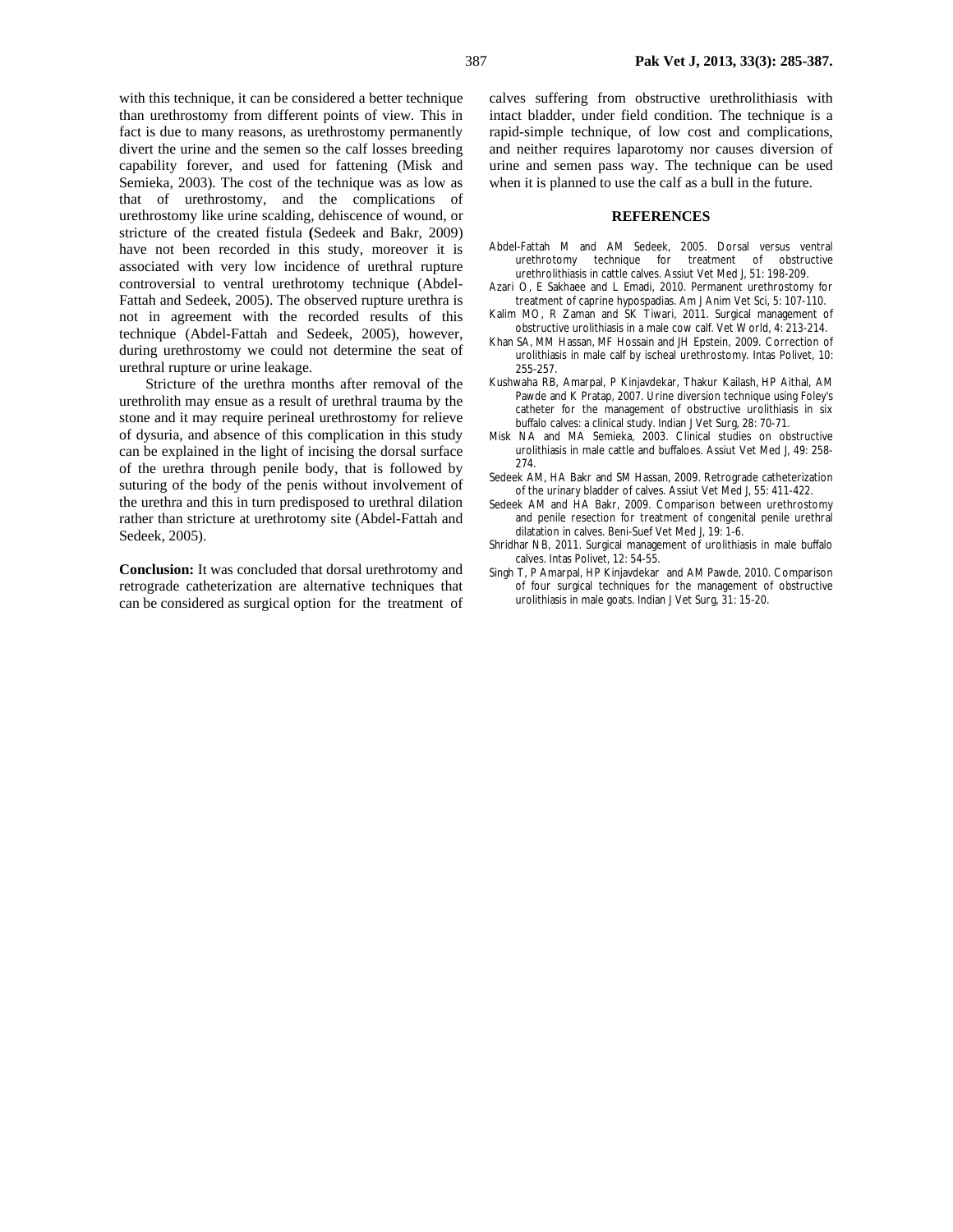with this technique, it can be considered a better technique than urethrostomy from different points of view. This in fact is due to many reasons, as urethrostomy permanently divert the urine and the semen so the calf losses breeding capability forever, and used for fattening (Misk and Semieka, 2003). The cost of the technique was as low as that of urethrostomy, and the complications of urethrostomy like urine scalding, dehiscence of wound, or stricture of the created fistula **(**Sedeek and Bakr, 2009) have not been recorded in this study, moreover it is associated with very low incidence of urethral rupture controversial to ventral urethrotomy technique (Abdel-Fattah and Sedeek, 2005). The observed rupture urethra is not in agreement with the recorded results of this technique (Abdel-Fattah and Sedeek, 2005), however, during urethrostomy we could not determine the seat of urethral rupture or urine leakage.

Stricture of the urethra months after removal of the urethrolith may ensue as a result of urethral trauma by the stone and it may require perineal urethrostomy for relieve of dysuria, and absence of this complication in this study can be explained in the light of incising the dorsal surface of the urethra through penile body, that is followed by suturing of the body of the penis without involvement of the urethra and this in turn predisposed to urethral dilation rather than stricture at urethrotomy site (Abdel-Fattah and Sedeek, 2005).

**Conclusion:** It was concluded that dorsal urethrotomy and retrograde catheterization are alternative techniques that can be considered as surgical option for the treatment of calves suffering from obstructive urethrolithiasis with intact bladder, under field condition. The technique is a rapid-simple technique, of low cost and complications, and neither requires laparotomy nor causes diversion of urine and semen pass way. The technique can be used when it is planned to use the calf as a bull in the future.

## REFERENCES

Abdel-Fattah M and AM Sedeek, 2005. Dorsal versus ventral urethrotomy technique for treatment of obstructive urethrolithiasis in cattle calves. Assiut Vet Med J, 51: 198-209.

Azari O, E Sakhaee and L Emadi, 2010. Permanent urethrostomy for treatment of caprine hypospadias. Am J Anim Vet Sci, 5: 107-110.

Kalim MO, R Zaman and SK Tiwari, 2011. Surgical management of obstructive urolithiasis in a male cow calf. Vet World, 4: 213-214.

Khan SA, MM Hassan, MF Hossain and JH Epstein, 2009. Correction of urolithiasis in male calf by ischeal urethrostomy. Intas Polivet, 10: 255-257.

Kushwaha RB, Amarpal, P Kinjavdekar, Thakur Kailash, HP Aithal, AM Pawde and K Pratap, 2007. Urine diversion technique using Foley's catheter for the management of obstructive urolithiasis in six buffalo calves: a clinical study. Indian J Vet Surg, 28: 70-71.

Misk NA and MA Semieka, 2003. Clinical studies on obstructive urolithiasis in male cattle and buffaloes. Assiut Vet Med J, 49: 258-274.

Sedeek AM, HA Bakr and SM Hassan, 2009. Retrograde catheterization of the urinary bladder of calves. Assiut Vet Med J, 55: 411-422.

Sedeek AM and HA Bakr, 2009. Comparison between urethrostomy and penile resection for treatment of congenital penile urethral dilatation in calves. Beni-Suef Vet Med J, 19: 1-6.

Shridhar NB, 2011. Surgical management of urolithiasis in male buffalo calves. Intas Polivet, 12: 54-55.

Singh T, P Amarpal, HP Kinjavdekar and AM Pawde, 2010. Comparison of four surgical techniques for the management of obstructive urolithiasis in male goats. Indian J Vet Surg, 31: 15-20.